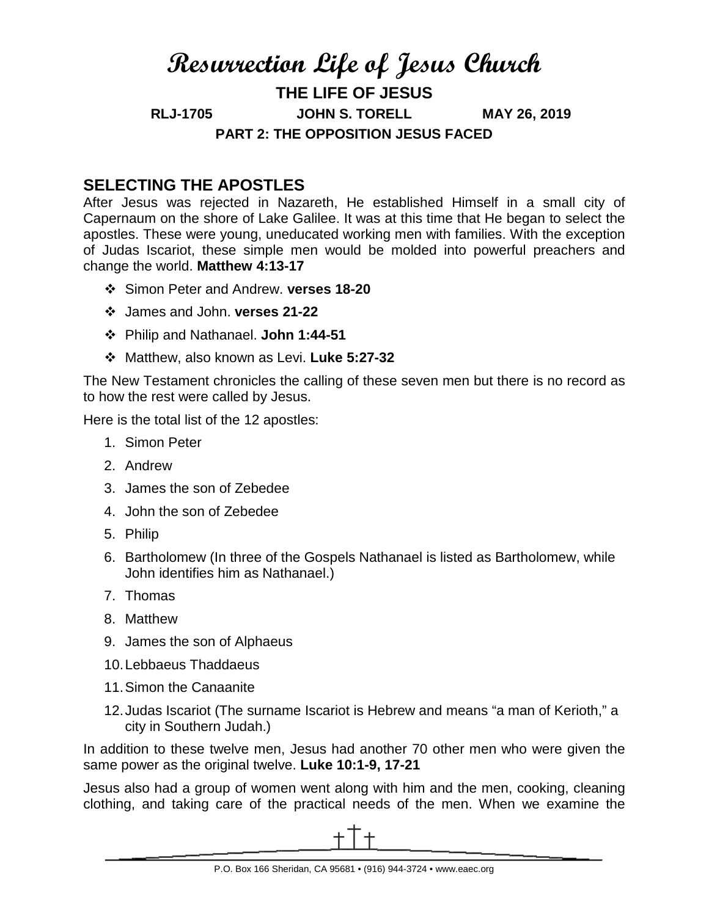# Resurrection Life of Jesus Church

## THE LIFE OF JESUS

**RLJ-1705 JOHN S. TORELL MAY 26, 2019**

**PART 2: THE OPPOSITION JESUS FACED**

## SELECTING THE APOSTLES

After Jesus was rejected in Nazareth, He established Himself in a small city of Capernaum on the shore of Lake Galilee. It was at this time that He began to select the apostles. These were young, uneducated working men with families. With the exception of Judas Iscariot, these simple men would be molded into powerful preachers and change the world. **Matthew 4:13-17**

- Simon Peter and Andrew. **verses 18-20**
- James and John. **verses 21-22**
- Philip and Nathanael. **John 1:44-51**
- Matthew, also known as Levi. **Luke 5:27-32**

The New Testament chronicles the calling of these seven men but there is no record as to how the rest were called by Jesus.

Here is the total list of the 12 apostles:

1. Simon Peter
2. Andrew
3. James the son of Zebedee
4. John the son of Zebedee
5. Philip
6. Bartholomew (In three of the Gospels Nathanael is listed as Bartholomew, while John identifies him as Nathanael.)
7. Thomas
8. Matthew
9. James the son of Alphaeus
10. Lebbaeus Thaddaeus
11. Simon the Canaanite
12. Judas Iscariot (The surname Iscariot is Hebrew and means "a man of Kerioth," a city in Southern Judah.)

In addition to these twelve men, Jesus had another 70 other men who were given the same power as the original twelve. **Luke 10:1-9, 17-21**

Jesus also had a group of women went along with him and the men, cooking, cleaning clothing, and taking care of the practical needs of the men. When we examine the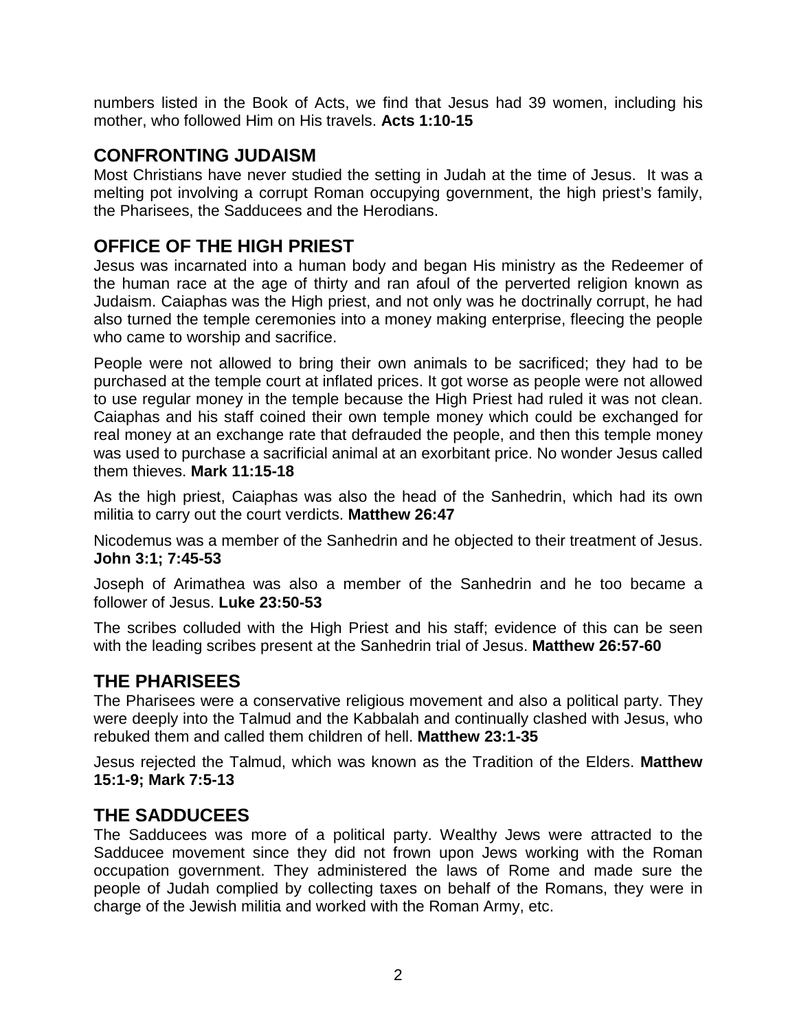numbers listed in the Book of Acts, we find that Jesus had 39 women, including his mother, who followed Him on His travels. **Acts 1:10-15**

## CONFRONTING JUDAISM

Most Christians have never studied the setting in Judah at the time of Jesus. It was a melting pot involving a corrupt Roman occupying government, the high priest's family, the Pharisees, the Sadducees and the Herodians.

## OFFICE OF THE HIGH PRIEST

Jesus was incarnated into a human body and began His ministry as the Redeemer of the human race at the age of thirty and ran afoul of the perverted religion known as Judaism. Caiaphas was the High priest, and not only was he doctrinally corrupt, he had also turned the temple ceremonies into a money making enterprise, fleecing the people who came to worship and sacrifice.

People were not allowed to bring their own animals to be sacrificed; they had to be purchased at the temple court at inflated prices. It got worse as people were not allowed to use regular money in the temple because the High Priest had ruled it was not clean. Caiaphas and his staff coined their own temple money which could be exchanged for real money at an exchange rate that defrauded the people, and then this temple money was used to purchase a sacrificial animal at an exorbitant price. No wonder Jesus called them thieves. **Mark 11:15-18**

As the high priest, Caiaphas was also the head of the Sanhedrin, which had its own militia to carry out the court verdicts. **Matthew 26:47**

Nicodemus was a member of the Sanhedrin and he objected to their treatment of Jesus. **John 3:1; 7:45-53**

Joseph of Arimathea was also a member of the Sanhedrin and he too became a follower of Jesus. **Luke 23:50-53**

The scribes colluded with the High Priest and his staff; evidence of this can be seen with the leading scribes present at the Sanhedrin trial of Jesus. **Matthew 26:57-60**

## THE PHARISEES

The Pharisees were a conservative religious movement and also a political party. They were deeply into the Talmud and the Kabbalah and continually clashed with Jesus, who rebuked them and called them children of hell. **Matthew 23:1-35**

Jesus rejected the Talmud, which was known as the Tradition of the Elders. **Matthew 15:1-9; Mark 7:5-13**

## THE SADDUCEES

The Sadducees was more of a political party. Wealthy Jews were attracted to the Sadducee movement since they did not frown upon Jews working with the Roman occupation government. They administered the laws of Rome and made sure the people of Judah complied by collecting taxes on behalf of the Romans, they were in charge of the Jewish militia and worked with the Roman Army, etc.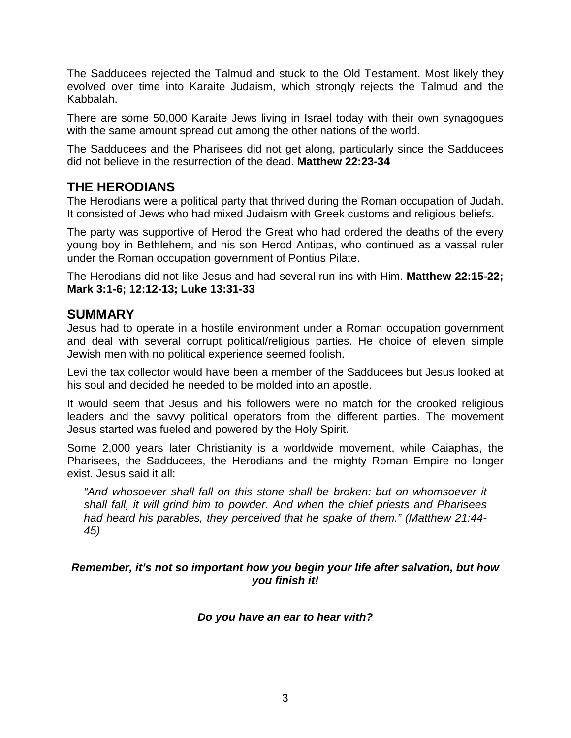The Sadducees rejected the Talmud and stuck to the Old Testament. Most likely they evolved over time into Karaite Judaism, which strongly rejects the Talmud and the Kabbalah.

There are some 50,000 Karaite Jews living in Israel today with their own synagogues with the same amount spread out among the other nations of the world.

The Sadducees and the Pharisees did not get along, particularly since the Sadducees did not believe in the resurrection of the dead. **Matthew 22:23-34**

## THE HERODIANS

The Herodians were a political party that thrived during the Roman occupation of Judah. It consisted of Jews who had mixed Judaism with Greek customs and religious beliefs.

The party was supportive of Herod the Great who had ordered the deaths of the every young boy in Bethlehem, and his son Herod Antipas, who continued as a vassal ruler under the Roman occupation government of Pontius Pilate.

The Herodians did not like Jesus and had several run-ins with Him. **Matthew 22:15-22; Mark 3:1-6; 12:12-13; Luke 13:31-33**

## SUMMARY

Jesus had to operate in a hostile environment under a Roman occupation government and deal with several corrupt political/religious parties. He choice of eleven simple Jewish men with no political experience seemed foolish.

Levi the tax collector would have been a member of the Sadducees but Jesus looked at his soul and decided he needed to be molded into an apostle.

It would seem that Jesus and his followers were no match for the crooked religious leaders and the savvy political operators from the different parties. The movement Jesus started was fueled and powered by the Holy Spirit.

Some 2,000 years later Christianity is a worldwide movement, while Caiaphas, the Pharisees, the Sadducees, the Herodians and the mighty Roman Empire no longer exist. Jesus said it all:

> *"And whosoever shall fall on this stone shall be broken: but on whomsoever it shall fall, it will grind him to powder. And when the chief priests and Pharisees had heard his parables, they perceived that he spake of them." (Matthew 21:44-45)*

***Remember, it's not so important how you begin your life after salvation, but how you finish it!***

***Do you have an ear to hear with?***